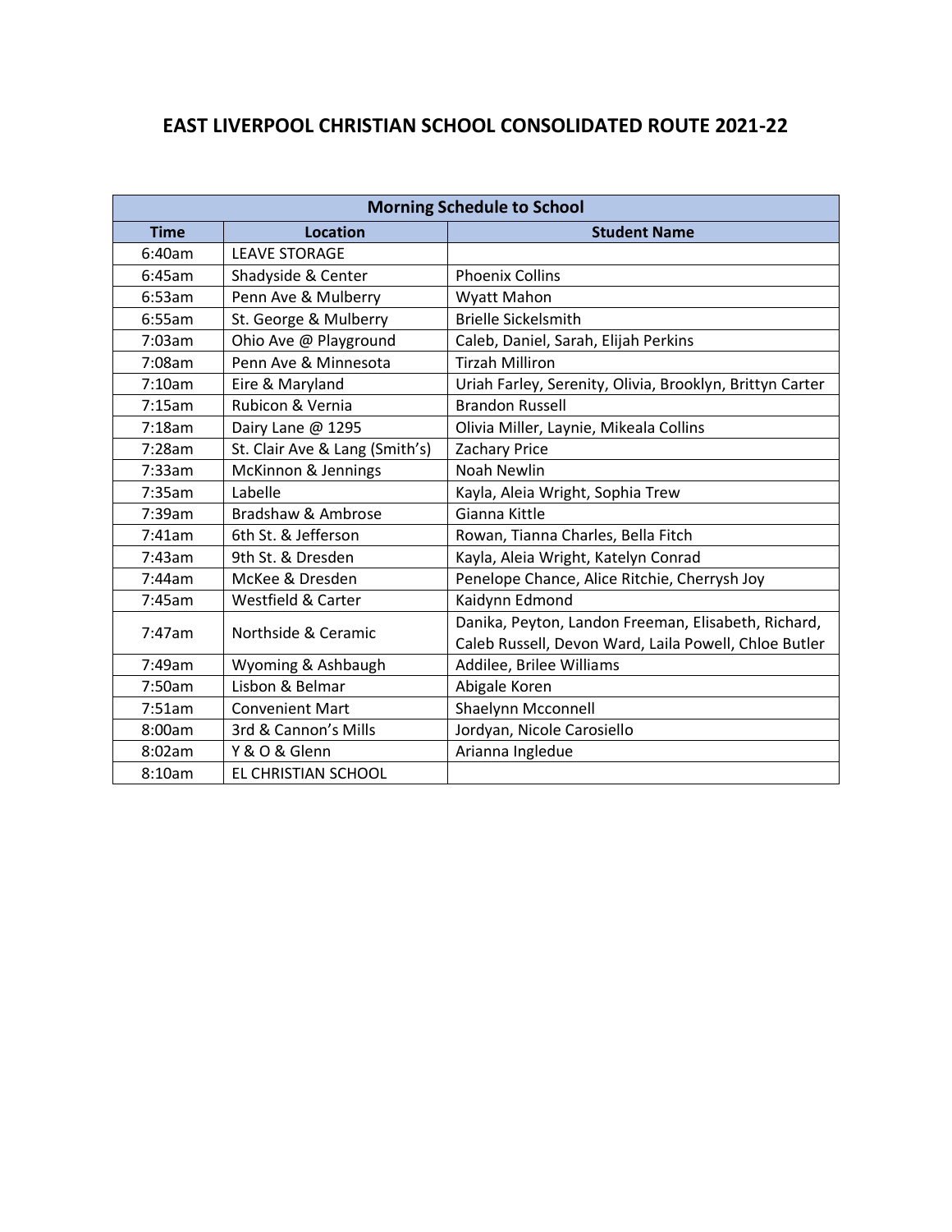# EAST LIVERPOOL CHRISTIAN SCHOOL CONSOLIDATED ROUTE 2021-22

| Morning Schedule to School | | |
|---|---|---|
| **Time** | **Location** | **Student Name** |
| 6:40am | LEAVE STORAGE | |
| 6:45am | Shadyside & Center | Phoenix Collins |
| 6:53am | Penn Ave & Mulberry | Wyatt Mahon |
| 6:55am | St. George & Mulberry | Brielle Sickelsmith |
| 7:03am | Ohio Ave @ Playground | Caleb, Daniel, Sarah, Elijah Perkins |
| 7:08am | Penn Ave & Minnesota | Tirzah Milliron |
| 7:10am | Eire & Maryland | Uriah Farley, Serenity, Olivia, Brooklyn, Brittyn Carter |
| 7:15am | Rubicon & Vernia | Brandon Russell |
| 7:18am | Dairy Lane @ 1295 | Olivia Miller, Laynie, Mikeala Collins |
| 7:28am | St. Clair Ave & Lang (Smith's) | Zachary Price |
| 7:33am | McKinnon & Jennings | Noah Newlin |
| 7:35am | Labelle | Kayla, Aleia Wright, Sophia Trew |
| 7:39am | Bradshaw & Ambrose | Gianna Kittle |
| 7:41am | 6th St. & Jefferson | Rowan, Tianna Charles, Bella Fitch |
| 7:43am | 9th St. & Dresden | Kayla, Aleia Wright, Katelyn Conrad |
| 7:44am | McKee & Dresden | Penelope Chance, Alice Ritchie, Cherrysh Joy |
| 7:45am | Westfield & Carter | Kaidynn Edmond |
| 7:47am | Northside & Ceramic | Danika, Peyton, Landon Freeman, Elisabeth, Richard, Caleb Russell, Devon Ward, Laila Powell, Chloe Butler |
| 7:49am | Wyoming & Ashbaugh | Addilee, Brilee Williams |
| 7:50am | Lisbon & Belmar | Abigale Koren |
| 7:51am | Convenient Mart | Shaelynn Mcconnell |
| 8:00am | 3rd & Cannon's Mills | Jordyan, Nicole Carosiello |
| 8:02am | Y & O & Glenn | Arianna Ingledue |
| 8:10am | EL CHRISTIAN SCHOOL | |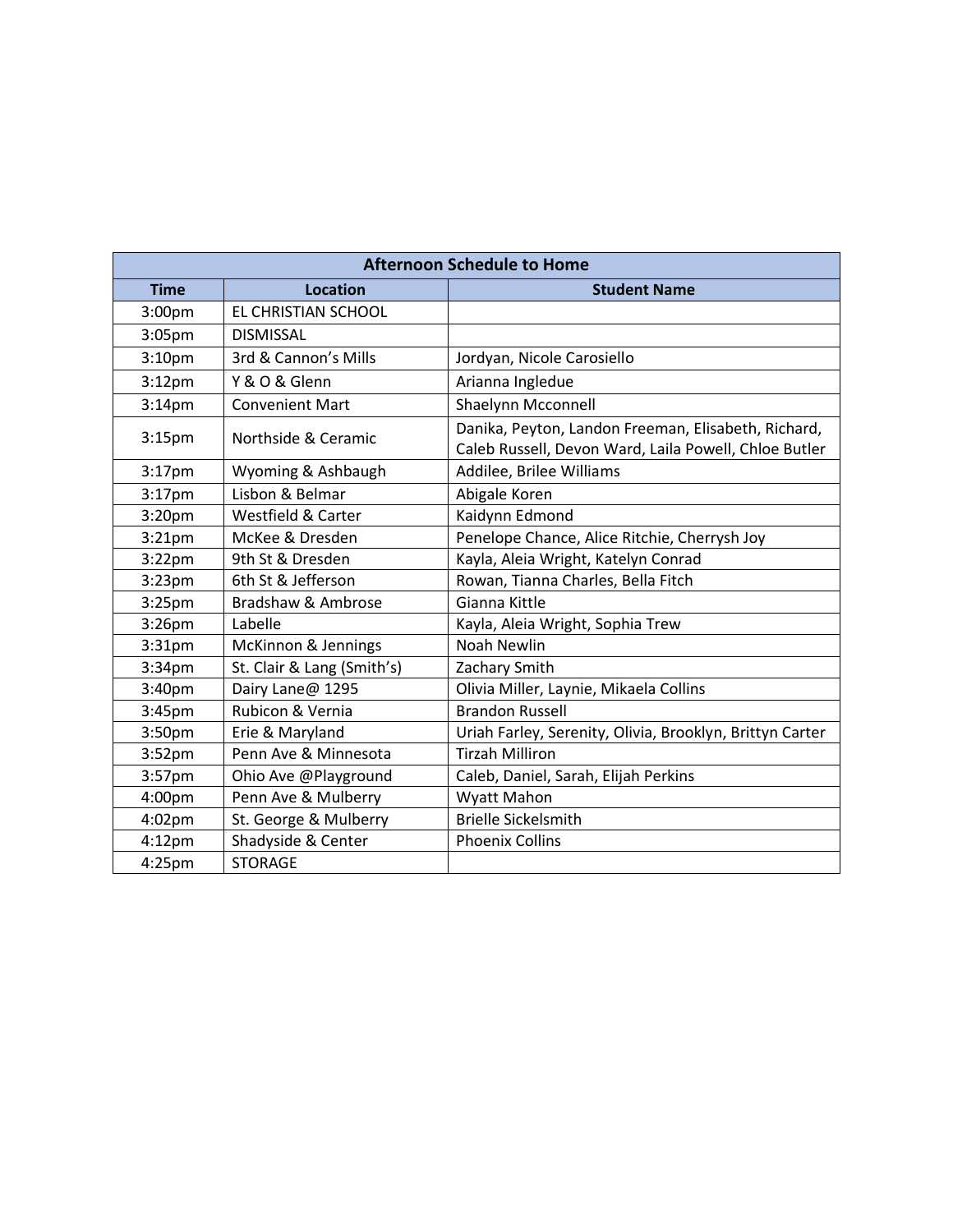| Afternoon Schedule to Home | | |
|---|---|---|
| **Time** | **Location** | **Student Name** |
| 3:00pm | EL CHRISTIAN SCHOOL | |
| 3:05pm | DISMISSAL | |
| 3:10pm | 3rd & Cannon's Mills | Jordyan, Nicole Carosiello |
| 3:12pm | Y & O & Glenn | Arianna Ingledue |
| 3:14pm | Convenient Mart | Shaelynn Mcconnell |
| 3:15pm | Northside & Ceramic | Danika, Peyton, Landon Freeman, Elisabeth, Richard, Caleb Russell, Devon Ward, Laila Powell, Chloe Butler |
| 3:17pm | Wyoming & Ashbaugh | Addilee, Brilee Williams |
| 3:17pm | Lisbon & Belmar | Abigale Koren |
| 3:20pm | Westfield & Carter | Kaidynn Edmond |
| 3:21pm | McKee & Dresden | Penelope Chance, Alice Ritchie, Cherrysh Joy |
| 3:22pm | 9th St & Dresden | Kayla, Aleia Wright, Katelyn Conrad |
| 3:23pm | 6th St & Jefferson | Rowan, Tianna Charles, Bella Fitch |
| 3:25pm | Bradshaw & Ambrose | Gianna Kittle |
| 3:26pm | Labelle | Kayla, Aleia Wright, Sophia Trew |
| 3:31pm | McKinnon & Jennings | Noah Newlin |
| 3:34pm | St. Clair & Lang (Smith's) | Zachary Smith |
| 3:40pm | Dairy Lane@ 1295 | Olivia Miller, Laynie, Mikaela Collins |
| 3:45pm | Rubicon & Vernia | Brandon Russell |
| 3:50pm | Erie & Maryland | Uriah Farley, Serenity, Olivia, Brooklyn, Brittyn Carter |
| 3:52pm | Penn Ave & Minnesota | Tirzah Milliron |
| 3:57pm | Ohio Ave @Playground | Caleb, Daniel, Sarah, Elijah Perkins |
| 4:00pm | Penn Ave & Mulberry | Wyatt Mahon |
| 4:02pm | St. George & Mulberry | Brielle Sickelsmith |
| 4:12pm | Shadyside & Center | Phoenix Collins |
| 4:25pm | STORAGE | |